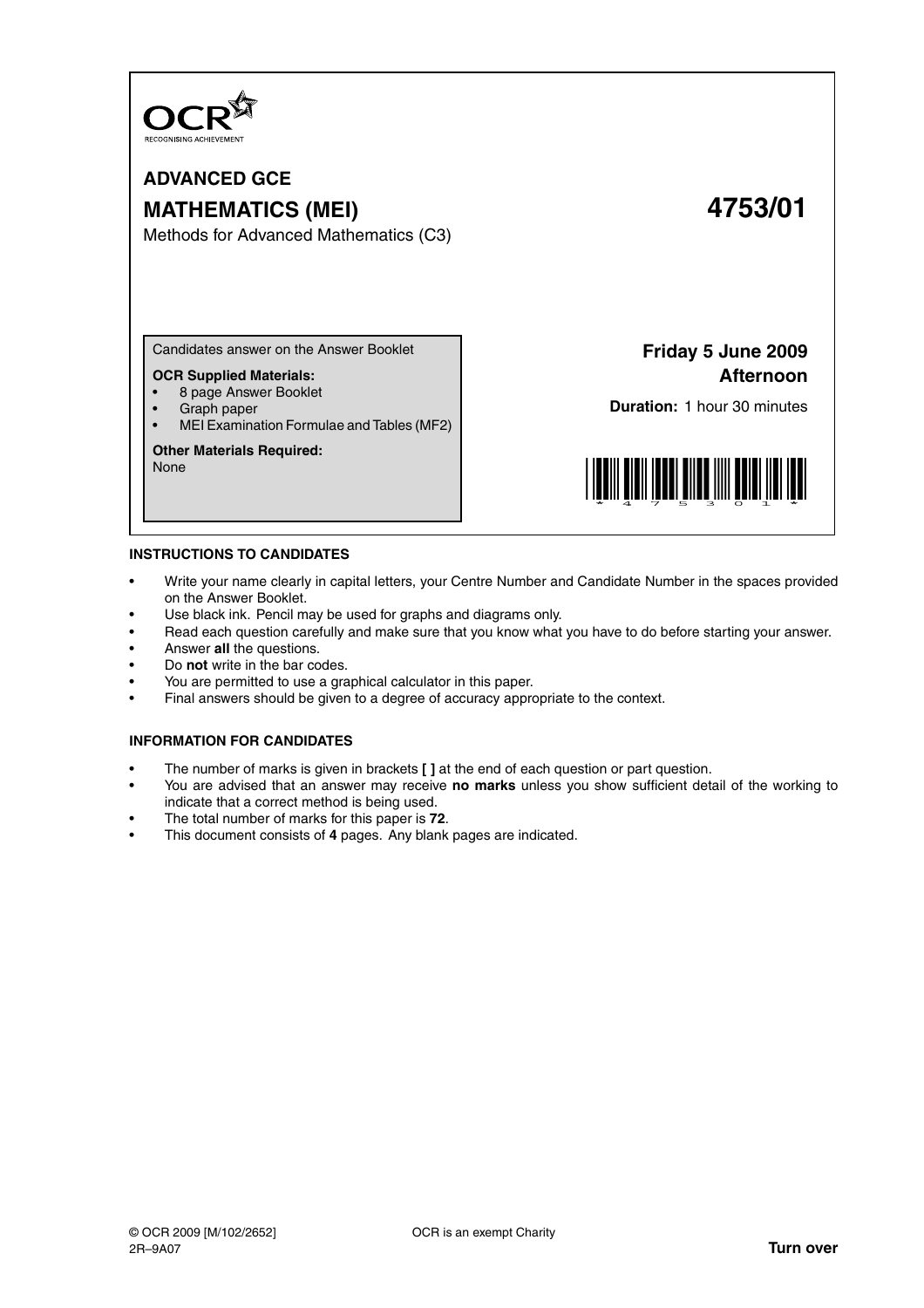OCR
RECOGNISING ACHIEVEMENT

# ADVANCED GCE

## MATHEMATICS (MEI) 4753/01

Methods for Advanced Mathematics (C3)

Candidates answer on the Answer Booklet

**OCR Supplied Materials:**
- 8 page Answer Booklet
- Graph paper
- MEI Examination Formulae and Tables (MF2)

**Other Materials Required:**
None

**Friday 5 June 2009**
**Afternoon**

**Duration:** 1 hour 30 minutes

### INSTRUCTIONS TO CANDIDATES

- Write your name clearly in capital letters, your Centre Number and Candidate Number in the spaces provided on the Answer Booklet.
- Use black ink. Pencil may be used for graphs and diagrams only.
- Read each question carefully and make sure that you know what you have to do before starting your answer.
- Answer **all** the questions.
- Do **not** write in the bar codes.
- You are permitted to use a graphical calculator in this paper.
- Final answers should be given to a degree of accuracy appropriate to the context.

### INFORMATION FOR CANDIDATES

- The number of marks is given in brackets **[ ]** at the end of each question or part question.
- You are advised that an answer may receive **no marks** unless you show sufficient detail of the working to indicate that a correct method is being used.
- The total number of marks for this paper is **72**.
- This document consists of **4** pages. Any blank pages are indicated.

© OCR 2009 [M/102/2652] OCR is an exempt Charity
2R–9A07

**Turn over**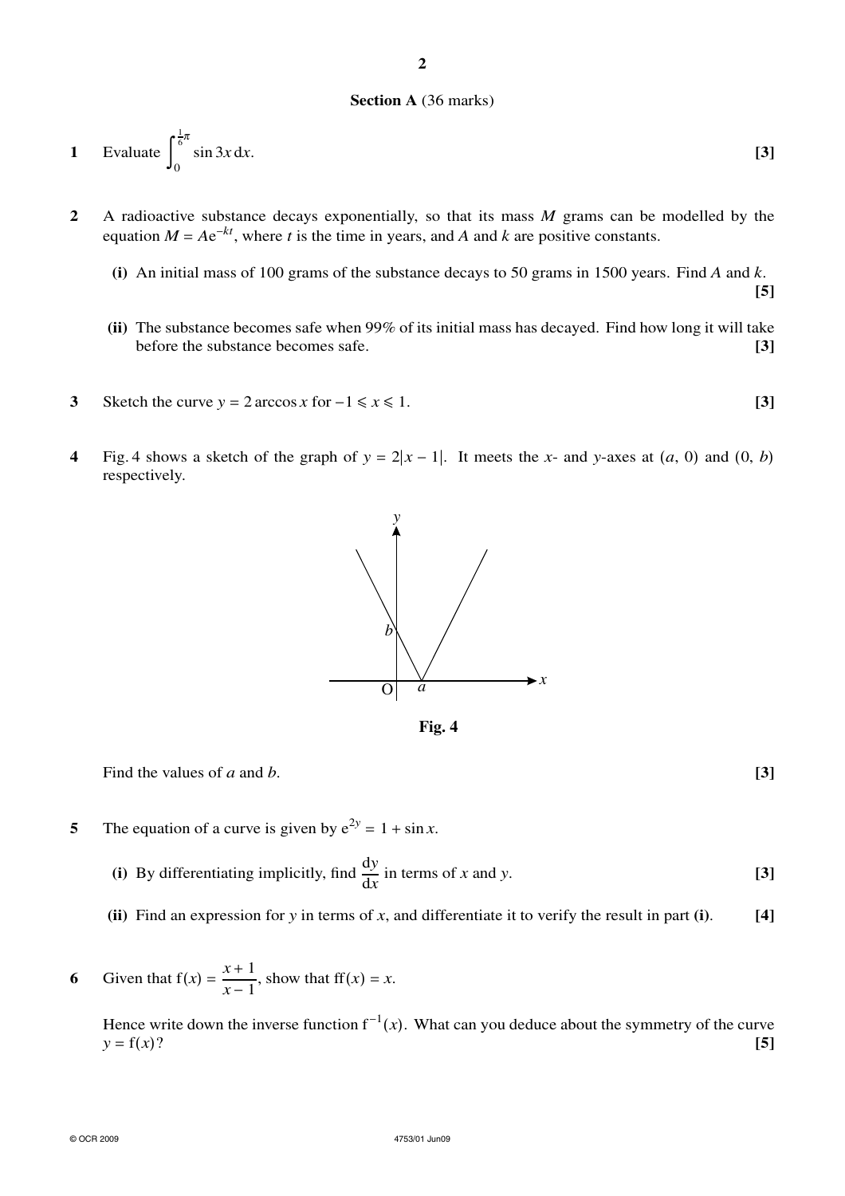## Section A (36 marks)

**1** Evaluate $\int_0^{\frac{1}{6}\pi} \sin 3x \, dx$. **[3]**

**2** A radioactive substance decays exponentially, so that its mass $M$ grams can be modelled by the equation $M = Ae^{-kt}$, where $t$ is the time in years, and $A$ and $k$ are positive constants.

**(i)** An initial mass of 100 grams of the substance decays to 50 grams in 1500 years. Find $A$ and $k$. **[5]**

**(ii)** The substance becomes safe when 99% of its initial mass has decayed. Find how long it will take before the substance becomes safe. **[3]**

**3** Sketch the curve $y = 2 \arccos x$ for $-1 \leqslant x \leqslant 1$. **[3]**

**4** Fig. 4 shows a sketch of the graph of $y = 2|x - 1|$. It meets the $x$- and $y$-axes at $(a, 0)$ and $(0, b)$ respectively.

**Fig. 4**

Find the values of $a$ and $b$. **[3]**

**5** The equation of a curve is given by $e^{2y} = 1 + \sin x$.

**(i)** By differentiating implicitly, find $\frac{dy}{dx}$ in terms of $x$ and $y$. **[3]**

**(ii)** Find an expression for $y$ in terms of $x$, and differentiate it to verify the result in part **(i)**. **[4]**

**6** Given that $f(x) = \frac{x+1}{x-1}$, show that $ff(x) = x$.

Hence write down the inverse function $f^{-1}(x)$. What can you deduce about the symmetry of the curve $y = f(x)$? **[5]**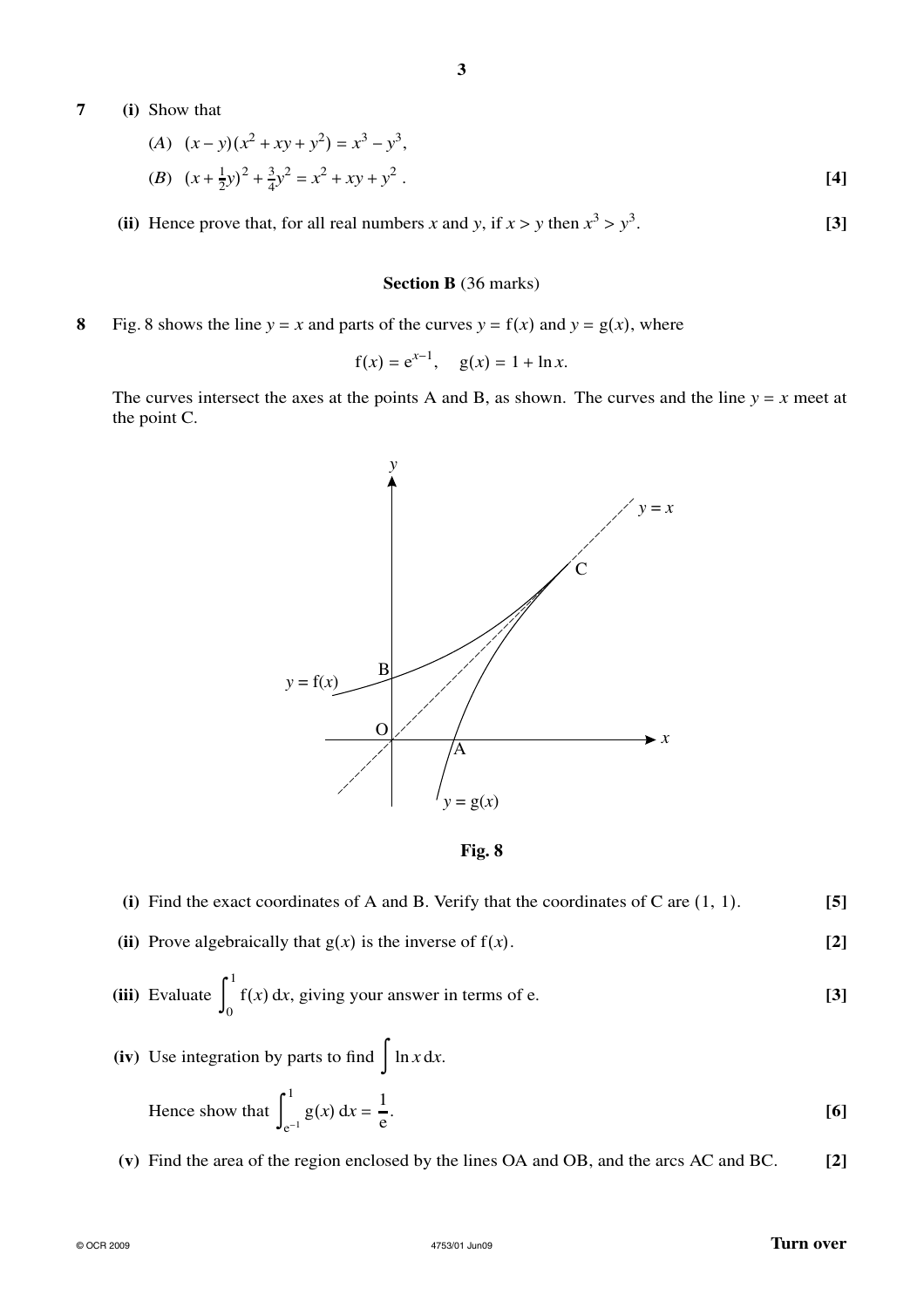**7** **(i)** Show that

($A$) $(x - y)(x^2 + xy + y^2) = x^3 - y^3$,

($B$) $(x + \frac{1}{2}y)^2 + \frac{3}{4}y^2 = x^2 + xy + y^2$. **[4]**

**(ii)** Hence prove that, for all real numbers $x$ and $y$, if $x > y$ then $x^3 > y^3$. **[3]**

### Section B (36 marks)

**8** Fig. 8 shows the line $y = x$ and parts of the curves $y = \mathrm{f}(x)$ and $y = \mathrm{g}(x)$, where

$$\mathrm{f}(x) = \mathrm{e}^{x-1}, \quad \mathrm{g}(x) = 1 + \ln x.$$

The curves intersect the axes at the points A and B, as shown. The curves and the line $y = x$ meet at the point C.

**Fig. 8**

**(i)** Find the exact coordinates of A and B. Verify that the coordinates of C are (1, 1). **[5]**

**(ii)** Prove algebraically that $\mathrm{g}(x)$ is the inverse of $\mathrm{f}(x)$. **[2]**

**(iii)** Evaluate $\int_0^1 \mathrm{f}(x)\,\mathrm{d}x$, giving your answer in terms of e. **[3]**

**(iv)** Use integration by parts to find $\int \ln x \,\mathrm{d}x$.

Hence show that $\int_{\mathrm{e}^{-1}}^{1} \mathrm{g}(x)\,\mathrm{d}x = \frac{1}{\mathrm{e}}$. **[6]**

**(v)** Find the area of the region enclosed by the lines OA and OB, and the arcs AC and BC. **[2]**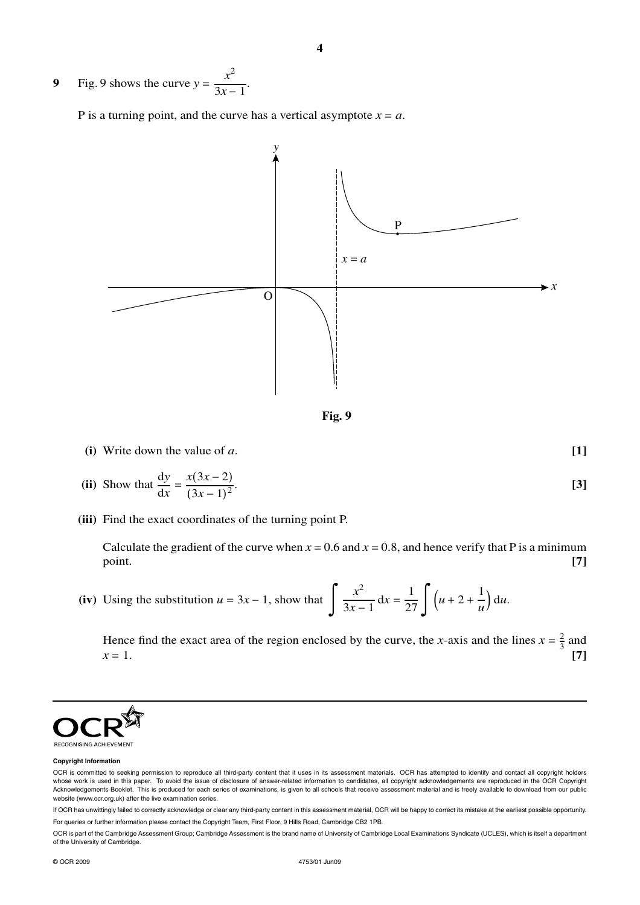**9** Fig. 9 shows the curve $y = \dfrac{x^2}{3x - 1}$.

P is a turning point, and the curve has a vertical asymptote $x = a$.

y

P

$x = a$

x

O

**Fig. 9**

**(i)** Write down the value of $a$. **[1]**

**(ii)** Show that $\dfrac{dy}{dx} = \dfrac{x(3x - 2)}{(3x - 1)^2}$. **[3]**

**(iii)** Find the exact coordinates of the turning point P.

Calculate the gradient of the curve when $x = 0.6$ and $x = 0.8$, and hence verify that P is a minimum point. **[7]**

**(iv)** Using the substitution $u = 3x - 1$, show that $\displaystyle\int \frac{x^2}{3x - 1}\,dx = \frac{1}{27}\int \left(u + 2 + \frac{1}{u}\right) du$.

Hence find the exact area of the region enclosed by the curve, the $x$-axis and the lines $x = \frac{2}{3}$ and $x = 1$. **[7]**

**Copyright Information**

OCR is committed to seeking permission to reproduce all third-party content that it uses in its assessment materials. OCR has attempted to identify and contact all copyright holders whose work is used in this paper. To avoid the issue of disclosure of answer-related information to candidates, all copyright acknowledgements are reproduced in the OCR Copyright Acknowledgements Booklet. This is produced for each series of examinations, is given to all schools that receive assessment material and is freely available to download from our public website (www.ocr.org.uk) after the live examination series.

If OCR has unwittingly failed to correctly acknowledge or clear any third-party content in this assessment material, OCR will be happy to correct its mistake at the earliest possible opportunity.

For queries or further information please contact the Copyright Team, First Floor, 9 Hills Road, Cambridge CB2 1PB.

OCR is part of the Cambridge Assessment Group; Cambridge Assessment is the brand name of University of Cambridge Local Examinations Syndicate (UCLES), which is itself a department of the University of Cambridge.

© OCR 2009 4753/01 Jun09